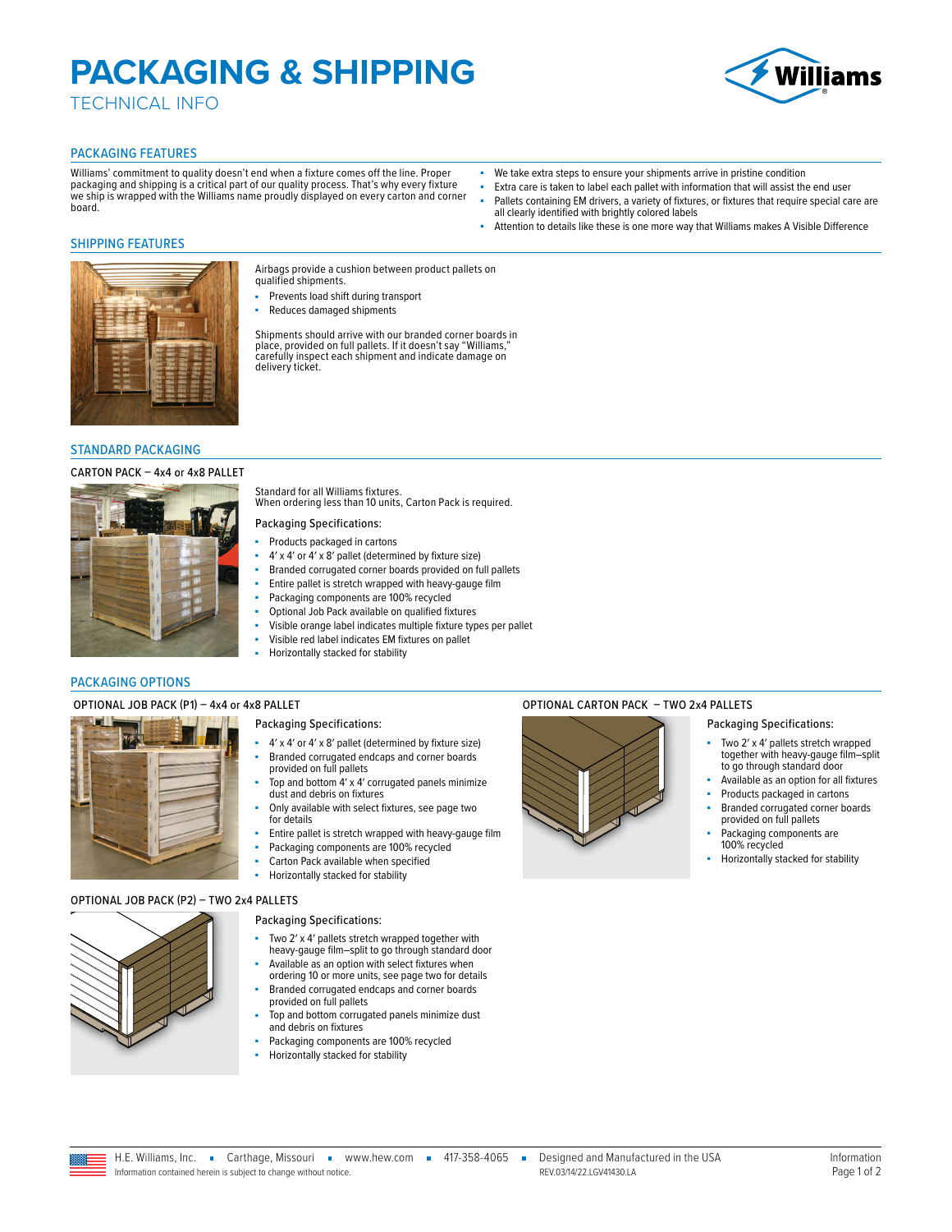# PACKAGING & SHIPPING

TECHNICAL INFO

## PACKAGING FEATURES

Williams' commitment to quality doesn't end when a fixture comes off the line. Proper packaging and shipping is a critical part of our quality process. That's why every fixture we ship is wrapped with the Williams name proudly displayed on every carton and corner board.

- We take extra steps to ensure your shipments arrive in pristine condition
- Extra care is taken to label each pallet with information that will assist the end user
- Pallets containing EM drivers, a variety of fixtures, or fixtures that require special care are all clearly identified with brightly colored labels
- Attention to details like these is one more way that Williams makes A Visible Difference

## SHIPPING FEATURES

Airbags provide a cushion between product pallets on qualified shipments.

- Prevents load shift during transport
- Reduces damaged shipments

Shipments should arrive with our branded corner boards in place, provided on full pallets. If it doesn't say "Williams," carefully inspect each shipment and indicate damage on delivery ticket.

## STANDARD PACKAGING

### CARTON PACK – 4x4 or 4x8 PALLET

Standard for all Williams fixtures.
When ordering less than 10 units, Carton Pack is required.

Packaging Specifications:

- Products packaged in cartons
- 4' x 4' or 4' x 8' pallet (determined by fixture size)
- Branded corrugated corner boards provided on full pallets
- Entire pallet is stretch wrapped with heavy-gauge film
- Packaging components are 100% recycled
- Optional Job Pack available on qualified fixtures
- Visible orange label indicates multiple fixture types per pallet
- Visible red label indicates EM fixtures on pallet
- Horizontally stacked for stability

## PACKAGING OPTIONS

### OPTIONAL JOB PACK (P1) – 4x4 or 4x8 PALLET

Packaging Specifications:

- 4' x 4' or 4' x 8' pallet (determined by fixture size)
- Branded corrugated endcaps and corner boards provided on full pallets
- Top and bottom 4' x 4' corrugated panels minimize dust and debris on fixtures
- Only available with select fixtures, see page two for details
- Entire pallet is stretch wrapped with heavy-gauge film
- Packaging components are 100% recycled
- Carton Pack available when specified
- Horizontally stacked for stability

### OPTIONAL JOB PACK (P2) – TWO 2x4 PALLETS

Packaging Specifications:

- Two 2' x 4' pallets stretch wrapped together with heavy-gauge film–split to go through standard door
- Available as an option with select fixtures when ordering 10 or more units, see page two for details
- Branded corrugated endcaps and corner boards provided on full pallets
- Top and bottom corrugated panels minimize dust and debris on fixtures
- Packaging components are 100% recycled
- Horizontally stacked for stability

### OPTIONAL CARTON PACK – TWO 2x4 PALLETS

Packaging Specifications:

- Two 2' x 4' pallets stretch wrapped together with heavy-gauge film–split to go through standard door
- Available as an option for all fixtures
- Products packaged in cartons
- Branded corrugated corner boards provided on full pallets
- Packaging components are 100% recycled
- Horizontally stacked for stability

H.E. Williams, Inc. ▪ Carthage, Missouri ▪ www.hew.com ▪ 417-358-4065 ▪ Designed and Manufactured in the USA

Information contained herein is subject to change without notice. REV.03/14/22.LGV41430.LA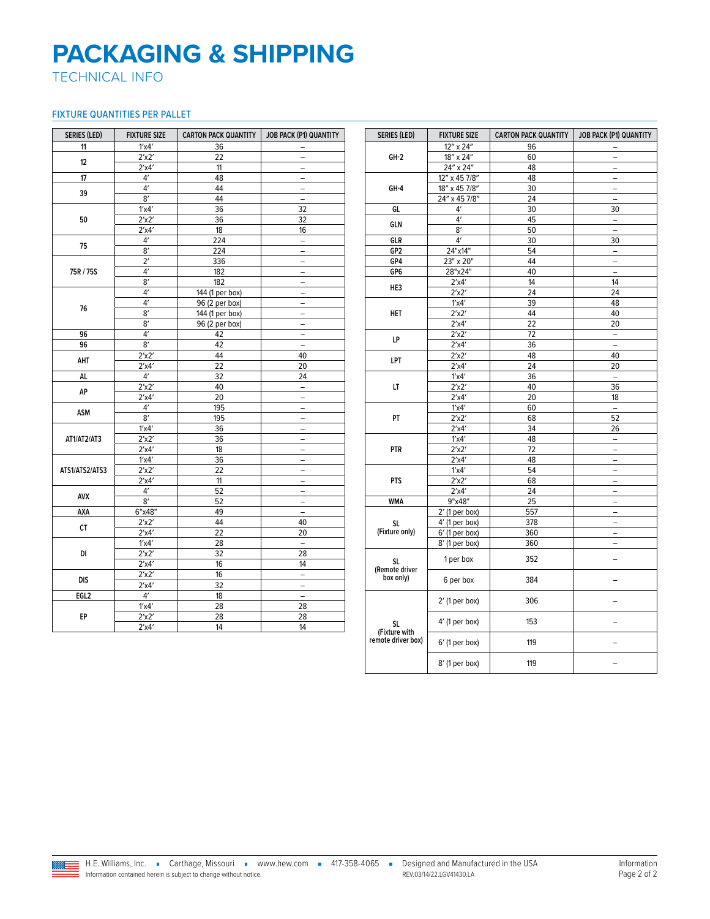# PACKAGING & SHIPPING

TECHNICAL INFO

### FIXTURE QUANTITIES PER PALLET

| SERIES (LED) | FIXTURE SIZE | CARTON PACK QUANTITY | JOB PACK (P1) QUANTITY |
|---|---|---|---|
| 11 | 1'x4' | 36 | – |
| 12 | 2'x2' | 22 | – |
| | 2'x4' | 11 | – |
| 17 | 4' | 48 | – |
| 39 | 4' | 44 | – |
| | 8' | 44 | – |
| 50 | 1'x4' | 36 | 32 |
| | 2'x2' | 36 | 32 |
| | 2'x4' | 18 | 16 |
| 75 | 4' | 224 | – |
| | 8' | 224 | – |
| 75R / 75S | 2' | 336 | – |
| | 4' | 182 | – |
| | 8' | 182 | – |
| 76 | 4' | 144 (1 per box) | – |
| | 4' | 96 (2 per box) | – |
| | 8' | 144 (1 per box) | – |
| | 8' | 96 (2 per box) | – |
| 96 | 4' | 42 | – |
| 96 | 8' | 42 | – |
| AHT | 2'x2' | 44 | 40 |
| | 2'x4' | 22 | 20 |
| AL | 4' | 32 | 24 |
| AP | 2'x2' | 40 | – |
| | 2'x4' | 20 | – |
| ASM | 4' | 195 | – |
| | 8' | 195 | – |
| AT1/AT2/AT3 | 1'x4' | 36 | – |
| | 2'x2' | 36 | – |
| | 2'x4' | 18 | – |
| ATS1/ATS2/ATS3 | 1'x4' | 36 | – |
| | 2'x2' | 22 | – |
| | 2'x4' | 11 | – |
| AVX | 4' | 52 | – |
| | 8' | 52 | – |
| AXA | 6"x48" | 49 | – |
| CT | 2'x2' | 44 | 40 |
| | 2'x4' | 22 | 20 |
| DI | 1'x4' | 28 | – |
| | 2'x2' | 32 | 28 |
| | 2'x4' | 16 | 14 |
| DIS | 2'x2' | 16 | – |
| | 2'x4' | 32 | – |
| EGL2 | 4' | 18 | – |
| EP | 1'x4' | 28 | 28 |
| | 2'x2' | 28 | 28 |
| | 2'x4' | 14 | 14 |

| SERIES (LED) | FIXTURE SIZE | CARTON PACK QUANTITY | JOB PACK (P1) QUANTITY |
|---|---|---|---|
| GH-2 | 12" x 24" | 96 | – |
| | 18" x 24" | 60 | – |
| | 24" x 24" | 48 | – |
| GH-4 | 12" x 45 7/8" | 48 | – |
| | 18" x 45 7/8" | 30 | – |
| | 24" x 45 7/8" | 24 | – |
| GL | 4' | 30 | 30 |
| GLN | 4' | 45 | – |
| | 8' | 50 | – |
| GLR | 4' | 30 | 30 |
| GP2 | 24"x14" | 54 | – |
| GP4 | 23" x 20" | 44 | – |
| GP6 | 28"x24" | 40 | – |
| HE3 | 2'x4' | 14 | 14 |
| | 2'x2' | 24 | 24 |
| HET | 1'x4' | 39 | 48 |
| | 2'x2' | 44 | 40 |
| | 2'x4' | 22 | 20 |
| LP | 2'x2' | 72 | – |
| | 2'x4' | 36 | – |
| LPT | 2'x2' | 48 | 40 |
| | 2'x4' | 24 | 20 |
| LT | 1'x4' | 36 | – |
| | 2'x2' | 40 | 36 |
| | 2'x4' | 20 | 18 |
| PT | 1'x4' | 60 | – |
| | 2'x2' | 68 | 52 |
| | 2'x4' | 34 | 26 |
| PTR | 1'x4' | 48 | – |
| | 2'x2' | 72 | – |
| | 2'x4' | 48 | – |
| PTS | 1'x4' | 54 | – |
| | 2'x2' | 68 | – |
| | 2'x4' | 24 | – |
| WMA | 9"x48" | 25 | – |
| SL (Fixture only) | 2' (1 per box) | 557 | – |
| | 4' (1 per box) | 378 | – |
| | 6' (1 per box) | 360 | – |
| | 8' (1 per box) | 360 | – |
| SL (Remote driver box only) | 1 per box | 352 | – |
| | 6 per box | 384 | – |
| SL (Fixture with remote driver box) | 2' (1 per box) | 306 | – |
| | 4' (1 per box) | 153 | – |
| | 6' (1 per box) | 119 | – |
| | 8' (1 per box) | 119 | – |

H.E. Williams, Inc. ▪ Carthage, Missouri ▪ www.hew.com ▪ 417-358-4065 ▪ Designed and Manufactured in the USA

Information contained herein is subject to change without notice. REV.03/14/22.LGV41430.LA

Information